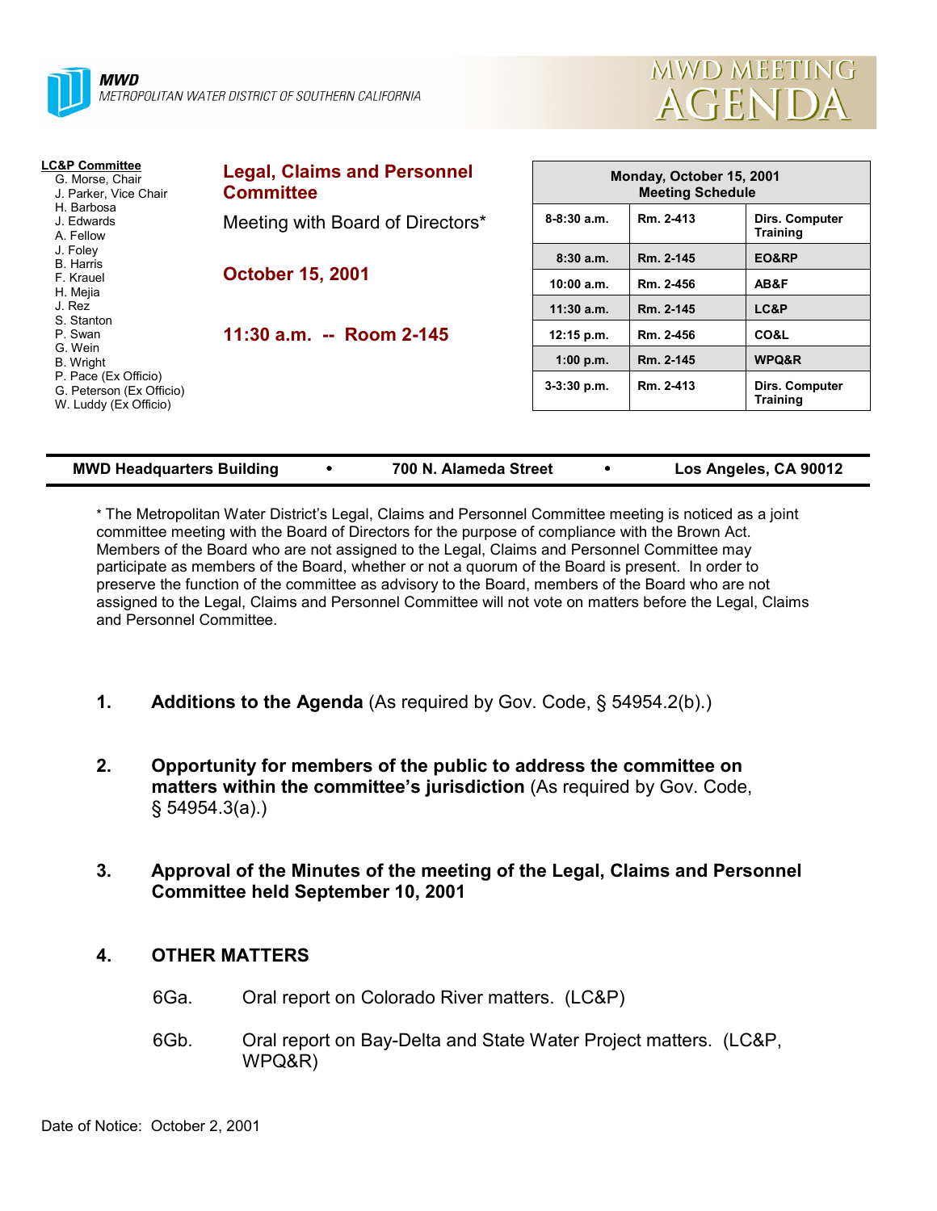**MWD**
METROPOLITAN WATER DISTRICT OF SOUTHERN CALIFORNIA

# MWD MEETING AGENDA

**LC&P Committee**
G. Morse, Chair
J. Parker, Vice Chair
H. Barbosa
J. Edwards
A. Fellow
J. Foley
B. Harris
F. Krauel
H. Mejia
J. Rez
S. Stanton
P. Swan
G. Wein
B. Wright
P. Pace (Ex Officio)
G. Peterson (Ex Officio)
W. Luddy (Ex Officio)

## Legal, Claims and Personnel Committee

Meeting with Board of Directors*

**October 15, 2001**

**11:30 a.m. -- Room 2-145**

| Monday, October 15, 2001 Meeting Schedule | | |
|---|---|---|
| 8-8:30 a.m. | Rm. 2-413 | Dirs. Computer Training |
| 8:30 a.m. | Rm. 2-145 | EO&RP |
| 10:00 a.m. | Rm. 2-456 | AB&F |
| 11:30 a.m. | Rm. 2-145 | LC&P |
| 12:15 p.m. | Rm. 2-456 | CO&L |
| 1:00 p.m. | Rm. 2-145 | WPQ&R |
| 3-3:30 p.m. | Rm. 2-413 | Dirs. Computer Training |

**MWD Headquarters Building • 700 N. Alameda Street • Los Angeles, CA 90012**

* The Metropolitan Water District's Legal, Claims and Personnel Committee meeting is noticed as a joint committee meeting with the Board of Directors for the purpose of compliance with the Brown Act. Members of the Board who are not assigned to the Legal, Claims and Personnel Committee may participate as members of the Board, whether or not a quorum of the Board is present. In order to preserve the function of the committee as advisory to the Board, members of the Board who are not assigned to the Legal, Claims and Personnel Committee will not vote on matters before the Legal, Claims and Personnel Committee.

1. **Additions to the Agenda** (As required by Gov. Code, § 54954.2(b).)

2. **Opportunity for members of the public to address the committee on matters within the committee's jurisdiction** (As required by Gov. Code, § 54954.3(a).)

3. **Approval of the Minutes of the meeting of the Legal, Claims and Personnel Committee held September 10, 2001**

4. **OTHER MATTERS**

   6Ga. Oral report on Colorado River matters. (LC&P)

   6Gb. Oral report on Bay-Delta and State Water Project matters. (LC&P, WPQ&R)

Date of Notice: October 2, 2001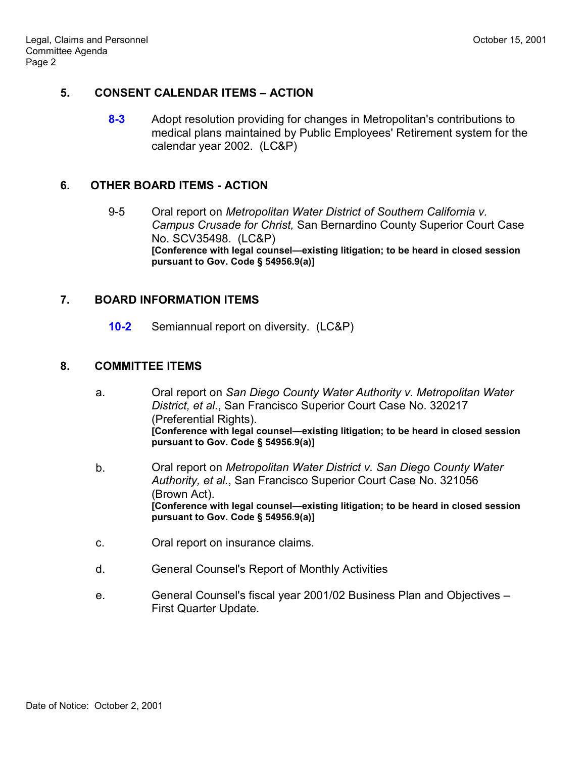## 5. CONSENT CALENDAR ITEMS – ACTION

**8-3** Adopt resolution providing for changes in Metropolitan's contributions to medical plans maintained by Public Employees' Retirement system for the calendar year 2002. (LC&P)

## 6. OTHER BOARD ITEMS - ACTION

9-5 Oral report on *Metropolitan Water District of Southern California v. Campus Crusade for Christ,* San Bernardino County Superior Court Case No. SCV35498. (LC&P)
**[Conference with legal counsel—existing litigation; to be heard in closed session pursuant to Gov. Code § 54956.9(a)]**

## 7. BOARD INFORMATION ITEMS

**10-2** Semiannual report on diversity. (LC&P)

## 8. COMMITTEE ITEMS

a. Oral report on *San Diego County Water Authority v. Metropolitan Water District, et al.*, San Francisco Superior Court Case No. 320217 (Preferential Rights).
**[Conference with legal counsel—existing litigation; to be heard in closed session pursuant to Gov. Code § 54956.9(a)]**

b. Oral report on *Metropolitan Water District v. San Diego County Water Authority, et al.*, San Francisco Superior Court Case No. 321056 (Brown Act).
**[Conference with legal counsel—existing litigation; to be heard in closed session pursuant to Gov. Code § 54956.9(a)]**

c. Oral report on insurance claims.

d. General Counsel's Report of Monthly Activities

e. General Counsel's fiscal year 2001/02 Business Plan and Objectives – First Quarter Update.

Date of Notice: October 2, 2001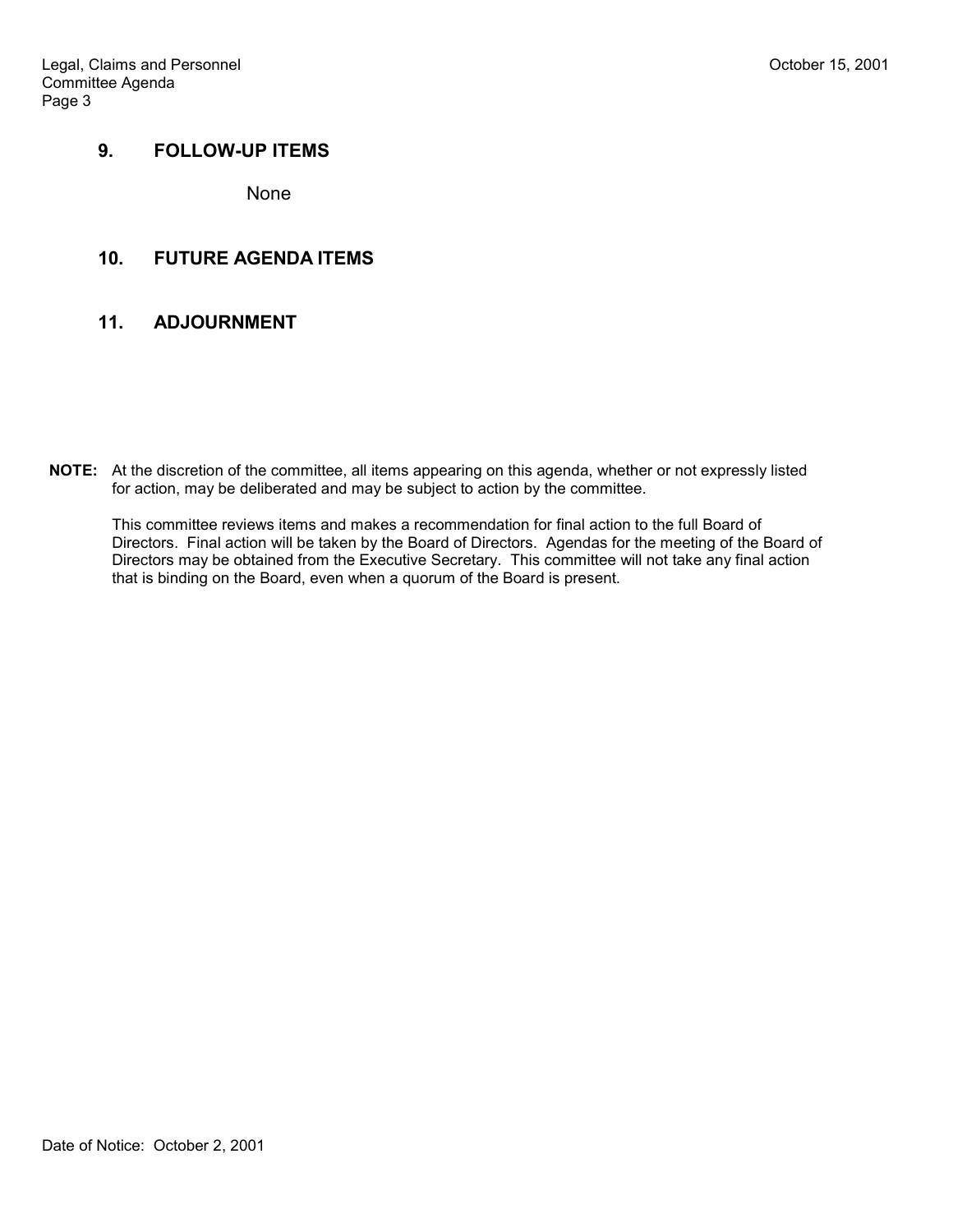## 9. FOLLOW-UP ITEMS

None

## 10. FUTURE AGENDA ITEMS

## 11. ADJOURNMENT

**NOTE:** At the discretion of the committee, all items appearing on this agenda, whether or not expressly listed for action, may be deliberated and may be subject to action by the committee.

This committee reviews items and makes a recommendation for final action to the full Board of Directors. Final action will be taken by the Board of Directors. Agendas for the meeting of the Board of Directors may be obtained from the Executive Secretary. This committee will not take any final action that is binding on the Board, even when a quorum of the Board is present.

Date of Notice: October 2, 2001